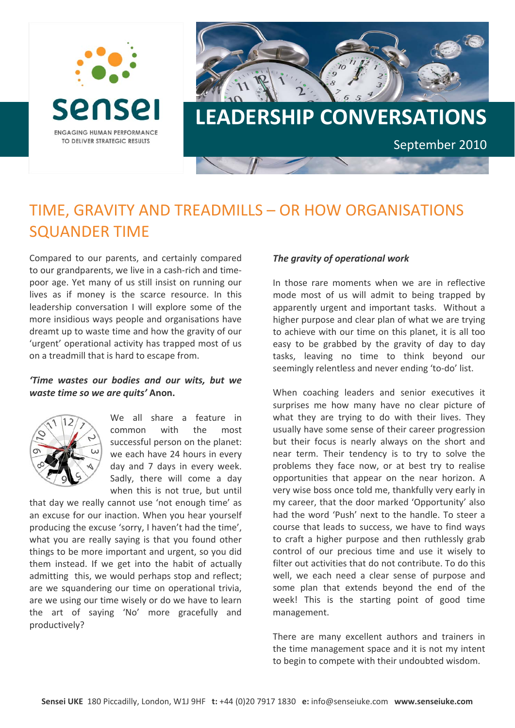sensei

ENGAGING HUMAN PERFORMANCE TO DELIVER STRATEGIC RESULTS

# LEADERSHIP CONVERSATIONS

September 2010

## TIME, GRAVITY AND TREADMILLS – OR HOW ORGANISATIONS SQUANDER TIME

Compared to our parents, and certainly compared to our grandparents, we live in a cash-rich and time-poor age. Yet many of us still insist on running our lives as if money is the scarce resource. In this leadership conversation I will explore some of the more insidious ways people and organisations have dreamt up to waste time and how the gravity of our 'urgent' operational activity has trapped most of us on a treadmill that is hard to escape from.

***'Time wastes our bodies and our wits, but we waste time so we are quits'*** **Anon.**

We all share a feature in common with the most successful person on the planet: we each have 24 hours in every day and 7 days in every week. Sadly, there will come a day when this is not true, but until that day we really cannot use 'not enough time' as an excuse for our inaction. When you hear yourself producing the excuse 'sorry, I haven't had the time', what you are really saying is that you found other things to be more important and urgent, so you did them instead. If we get into the habit of actually admitting this, we would perhaps stop and reflect; are we squandering our time on operational trivia, are we using our time wisely or do we have to learn the art of saying 'No' more gracefully and productively?

***The gravity of operational work***

In those rare moments when we are in reflective mode most of us will admit to being trapped by apparently urgent and important tasks. Without a higher purpose and clear plan of what we are trying to achieve with our time on this planet, it is all too easy to be grabbed by the gravity of day to day tasks, leaving no time to think beyond our seemingly relentless and never ending 'to-do' list.

When coaching leaders and senior executives it surprises me how many have no clear picture of what they are trying to do with their lives. They usually have some sense of their career progression but their focus is nearly always on the short and near term. Their tendency is to try to solve the problems they face now, or at best try to realise opportunities that appear on the near horizon. A very wise boss once told me, thankfully very early in my career, that the door marked 'Opportunity' also had the word 'Push' next to the handle. To steer a course that leads to success, we have to find ways to craft a higher purpose and then ruthlessly grab control of our precious time and use it wisely to filter out activities that do not contribute. To do this well, we each need a clear sense of purpose and some plan that extends beyond the end of the week! This is the starting point of good time management.

There are many excellent authors and trainers in the time management space and it is not my intent to begin to compete with their undoubted wisdom.

**Sensei UKE** 180 Piccadilly, London, W1J 9HF **t:** +44 (0)20 7917 1830 **e:** info@senseiuke.com **www.senseiuke.com**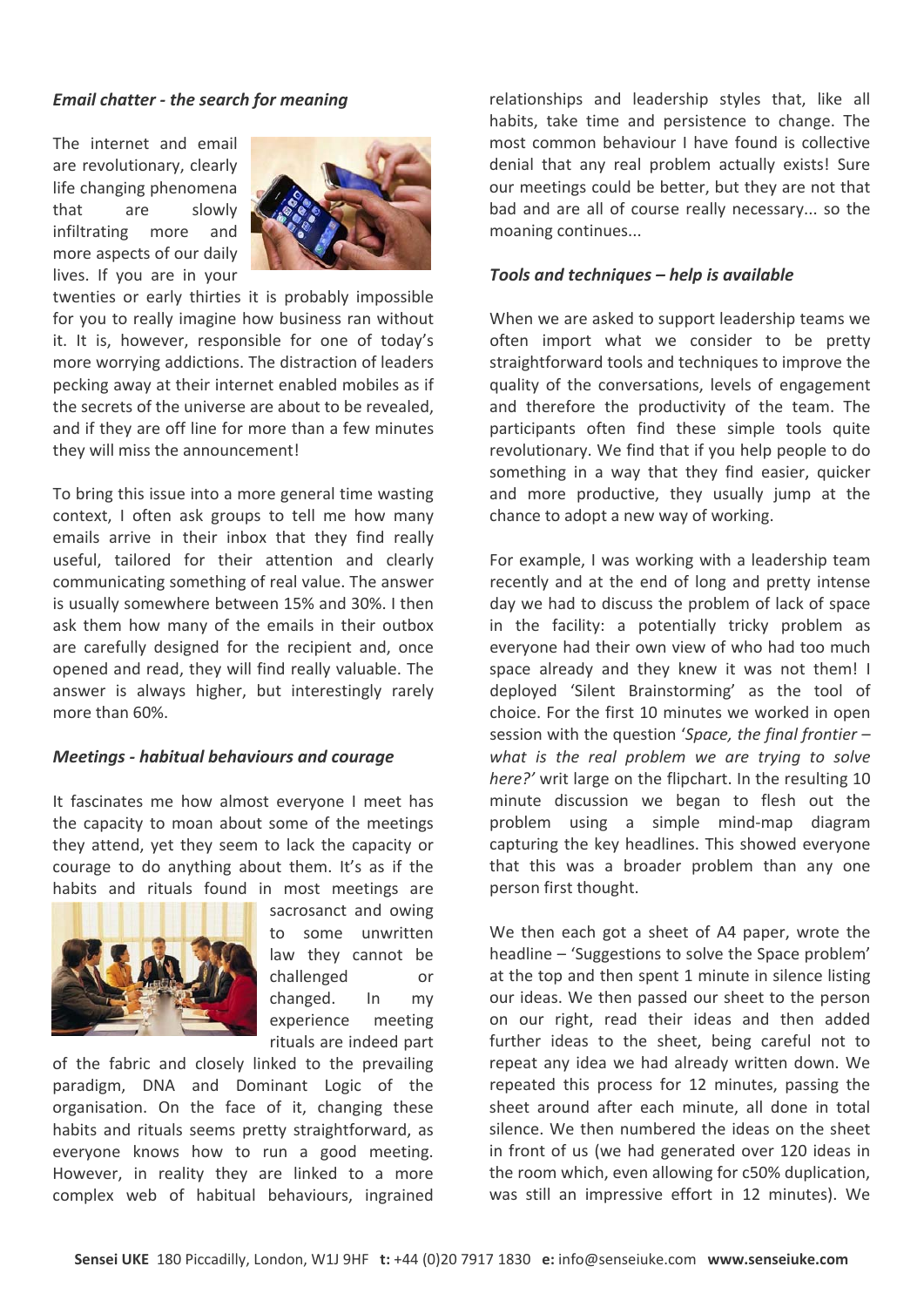***Email chatter - the search for meaning***

The internet and email are revolutionary, clearly life changing phenomena that are slowly infiltrating more and more aspects of our daily lives. If you are in your twenties or early thirties it is probably impossible for you to really imagine how business ran without it. It is, however, responsible for one of today's more worrying addictions. The distraction of leaders pecking away at their internet enabled mobiles as if the secrets of the universe are about to be revealed, and if they are off line for more than a few minutes they will miss the announcement!

To bring this issue into a more general time wasting context, I often ask groups to tell me how many emails arrive in their inbox that they find really useful, tailored for their attention and clearly communicating something of real value. The answer is usually somewhere between 15% and 30%. I then ask them how many of the emails in their outbox are carefully designed for the recipient and, once opened and read, they will find really valuable. The answer is always higher, but interestingly rarely more than 60%.

***Meetings - habitual behaviours and courage***

It fascinates me how almost everyone I meet has the capacity to moan about some of the meetings they attend, yet they seem to lack the capacity or courage to do anything about them. It's as if the habits and rituals found in most meetings are sacrosanct and owing to some unwritten law they cannot be challenged or changed. In my experience meeting rituals are indeed part of the fabric and closely linked to the prevailing paradigm, DNA and Dominant Logic of the organisation. On the face of it, changing these habits and rituals seems pretty straightforward, as everyone knows how to run a good meeting. However, in reality they are linked to a more complex web of habitual behaviours, ingrained relationships and leadership styles that, like all habits, take time and persistence to change. The most common behaviour I have found is collective denial that any real problem actually exists! Sure our meetings could be better, but they are not that bad and are all of course really necessary... so the moaning continues...

***Tools and techniques – help is available***

When we are asked to support leadership teams we often import what we consider to be pretty straightforward tools and techniques to improve the quality of the conversations, levels of engagement and therefore the productivity of the team. The participants often find these simple tools quite revolutionary. We find that if you help people to do something in a way that they find easier, quicker and more productive, they usually jump at the chance to adopt a new way of working.

For example, I was working with a leadership team recently and at the end of long and pretty intense day we had to discuss the problem of lack of space in the facility: a potentially tricky problem as everyone had their own view of who had too much space already and they knew it was not them! I deployed 'Silent Brainstorming' as the tool of choice. For the first 10 minutes we worked in open session with the question '*Space, the final frontier – what is the real problem we are trying to solve here?*' writ large on the flipchart. In the resulting 10 minute discussion we began to flesh out the problem using a simple mind-map diagram capturing the key headlines. This showed everyone that this was a broader problem than any one person first thought.

We then each got a sheet of A4 paper, wrote the headline – 'Suggestions to solve the Space problem' at the top and then spent 1 minute in silence listing our ideas. We then passed our sheet to the person on our right, read their ideas and then added further ideas to the sheet, being careful not to repeat any idea we had already written down. We repeated this process for 12 minutes, passing the sheet around after each minute, all done in total silence. We then numbered the ideas on the sheet in front of us (we had generated over 120 ideas in the room which, even allowing for c50% duplication, was still an impressive effort in 12 minutes). We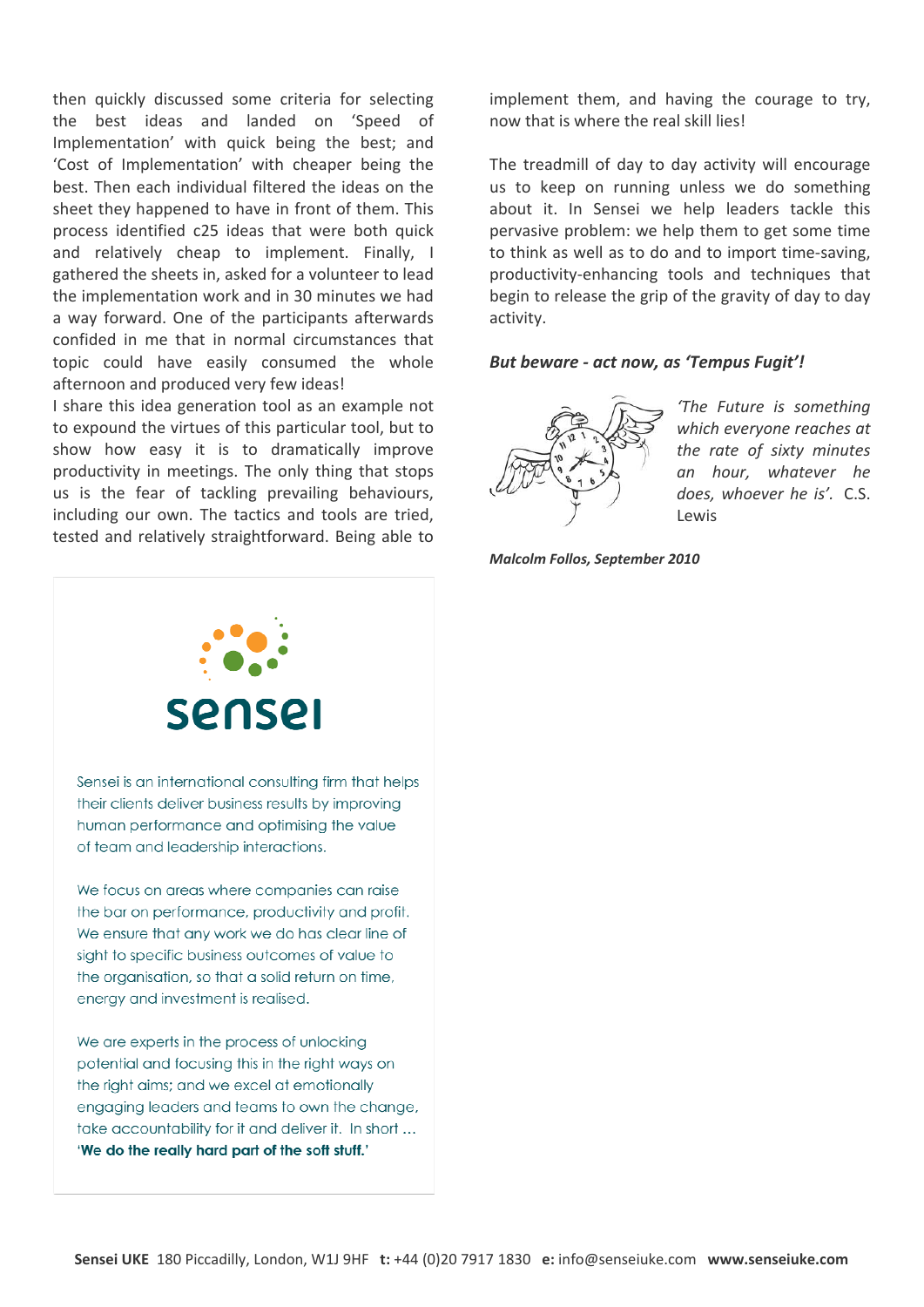then quickly discussed some criteria for selecting the best ideas and landed on 'Speed of Implementation' with quick being the best; and 'Cost of Implementation' with cheaper being the best. Then each individual filtered the ideas on the sheet they happened to have in front of them. This process identified c25 ideas that were both quick and relatively cheap to implement. Finally, I gathered the sheets in, asked for a volunteer to lead the implementation work and in 30 minutes we had a way forward. One of the participants afterwards confided in me that in normal circumstances that topic could have easily consumed the whole afternoon and produced very few ideas!

I share this idea generation tool as an example not to expound the virtues of this particular tool, but to show how easy it is to dramatically improve productivity in meetings. The only thing that stops us is the fear of tackling prevailing behaviours, including our own. The tactics and tools are tried, tested and relatively straightforward. Being able to implement them, and having the courage to try, now that is where the real skill lies!

The treadmill of day to day activity will encourage us to keep on running unless we do something about it. In Sensei we help leaders tackle this pervasive problem: we help them to get some time to think as well as to do and to import time-saving, productivity-enhancing tools and techniques that begin to release the grip of the gravity of day to day activity.

***But beware - act now, as 'Tempus Fugit'!***

*'The Future is something which everyone reaches at the rate of sixty minutes an hour, whatever he does, whoever he is'.* C.S. Lewis

***Malcolm Follos, September 2010***

sensei

Sensei is an international consulting firm that helps their clients deliver business results by improving human performance and optimising the value of team and leadership interactions.

We focus on areas where companies can raise the bar on performance, productivity and profit. We ensure that any work we do has clear line of sight to specific business outcomes of value to the organisation, so that a solid return on time, energy and investment is realised.

We are experts in the process of unlocking potential and focusing this in the right ways on the right aims; and we excel at emotionally engaging leaders and teams to own the change, take accountability for it and deliver it. In short ... **'We do the really hard part of the soft stuff.'**

**Sensei UKE** 180 Piccadilly, London, W1J 9HF **t:** +44 (0)20 7917 1830 **e:** info@senseiuke.com **www.senseiuke.com**